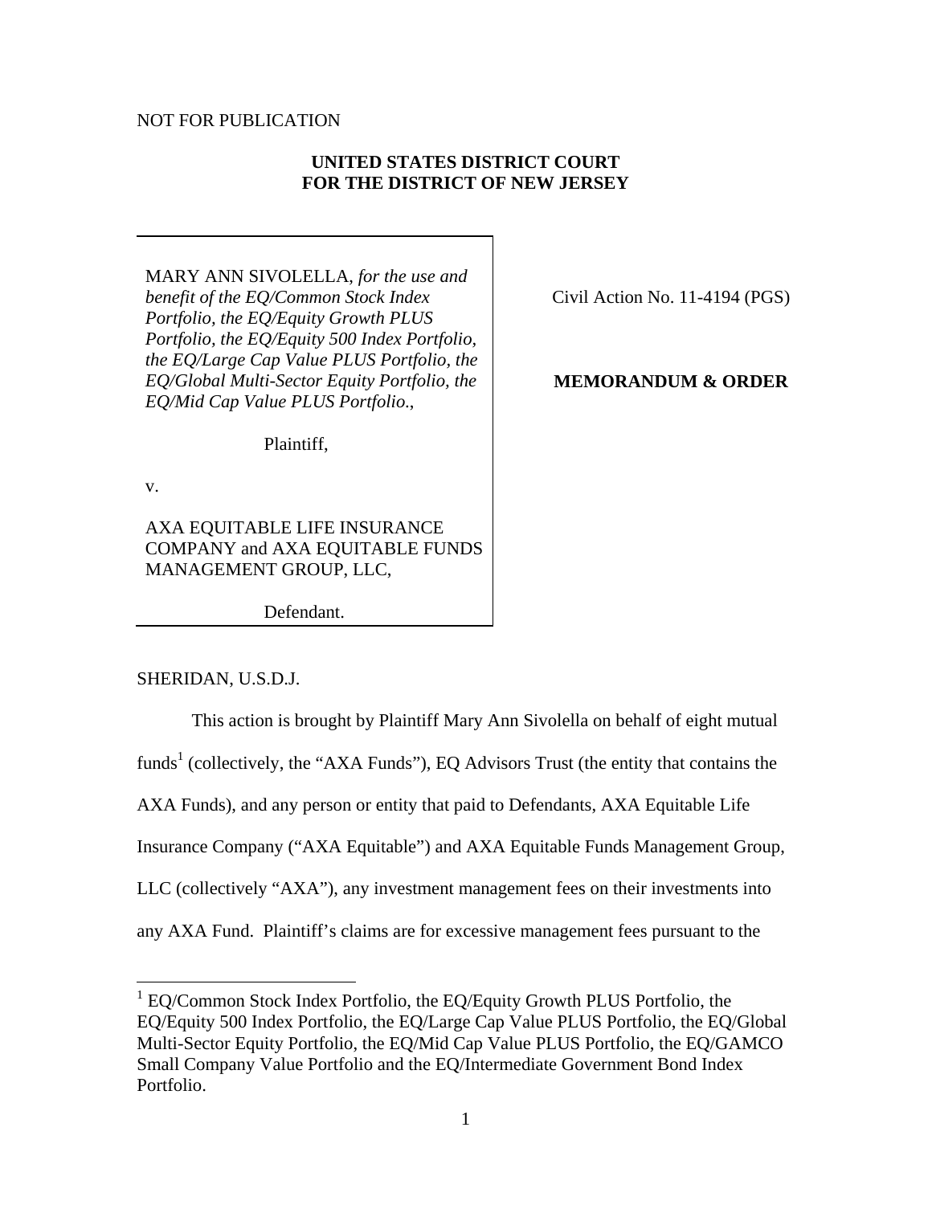NOT FOR PUBLICATION

**UNITED STATES DISTRICT COURT**
**FOR THE DISTRICT OF NEW JERSEY**

MARY ANN SIVOLELLA, *for the use and benefit of the EQ/Common Stock Index Portfolio, the EQ/Equity Growth PLUS Portfolio, the EQ/Equity 500 Index Portfolio, the EQ/Large Cap Value PLUS Portfolio, the EQ/Global Multi-Sector Equity Portfolio, the EQ/Mid Cap Value PLUS Portfolio.*,

Plaintiff,

v.

AXA EQUITABLE LIFE INSURANCE COMPANY and AXA EQUITABLE FUNDS MANAGEMENT GROUP, LLC,

Defendant.

Civil Action No. 11-4194 (PGS)

**MEMORANDUM & ORDER**

SHERIDAN, U.S.D.J.

This action is brought by Plaintiff Mary Ann Sivolella on behalf of eight mutual funds[1] (collectively, the "AXA Funds"), EQ Advisors Trust (the entity that contains the AXA Funds), and any person or entity that paid to Defendants, AXA Equitable Life Insurance Company ("AXA Equitable") and AXA Equitable Funds Management Group, LLC (collectively "AXA"), any investment management fees on their investments into any AXA Fund. Plaintiff's claims are for excessive management fees pursuant to the

[1] EQ/Common Stock Index Portfolio, the EQ/Equity Growth PLUS Portfolio, the EQ/Equity 500 Index Portfolio, the EQ/Large Cap Value PLUS Portfolio, the EQ/Global Multi-Sector Equity Portfolio, the EQ/Mid Cap Value PLUS Portfolio, the EQ/GAMCO Small Company Value Portfolio and the EQ/Intermediate Government Bond Index Portfolio.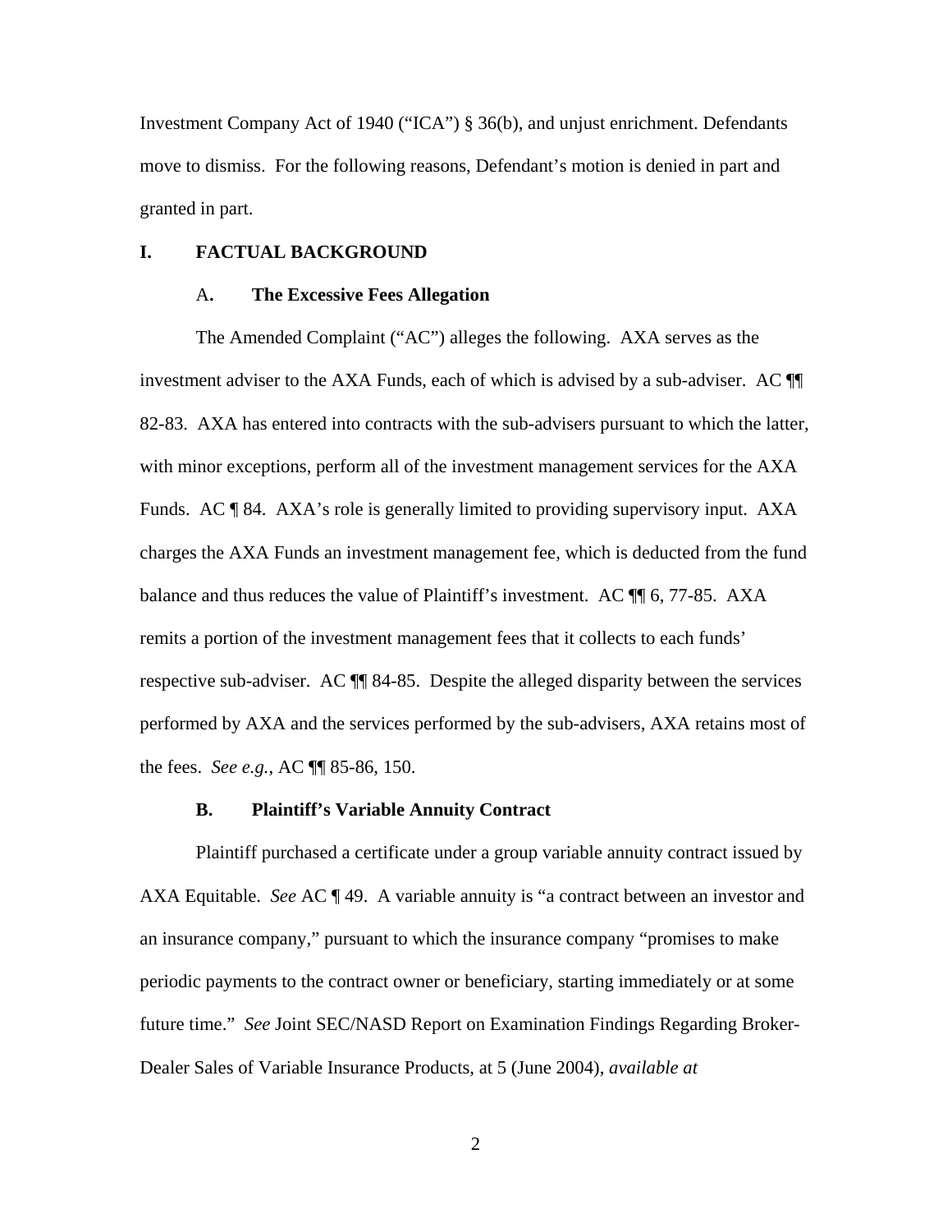Investment Company Act of 1940 ("ICA") § 36(b), and unjust enrichment. Defendants move to dismiss. For the following reasons, Defendant's motion is denied in part and granted in part.

## I. FACTUAL BACKGROUND

### A. The Excessive Fees Allegation

The Amended Complaint ("AC") alleges the following. AXA serves as the investment adviser to the AXA Funds, each of which is advised by a sub-adviser. AC ¶¶ 82-83. AXA has entered into contracts with the sub-advisers pursuant to which the latter, with minor exceptions, perform all of the investment management services for the AXA Funds. AC ¶ 84. AXA's role is generally limited to providing supervisory input. AXA charges the AXA Funds an investment management fee, which is deducted from the fund balance and thus reduces the value of Plaintiff's investment. AC ¶¶ 6, 77-85. AXA remits a portion of the investment management fees that it collects to each funds' respective sub-adviser. AC ¶¶ 84-85. Despite the alleged disparity between the services performed by AXA and the services performed by the sub-advisers, AXA retains most of the fees. *See e.g.*, AC ¶¶ 85-86, 150.

### B. Plaintiff's Variable Annuity Contract

Plaintiff purchased a certificate under a group variable annuity contract issued by AXA Equitable. *See* AC ¶ 49. A variable annuity is "a contract between an investor and an insurance company," pursuant to which the insurance company "promises to make periodic payments to the contract owner or beneficiary, starting immediately or at some future time." *See* Joint SEC/NASD Report on Examination Findings Regarding Broker-Dealer Sales of Variable Insurance Products, at 5 (June 2004), *available at*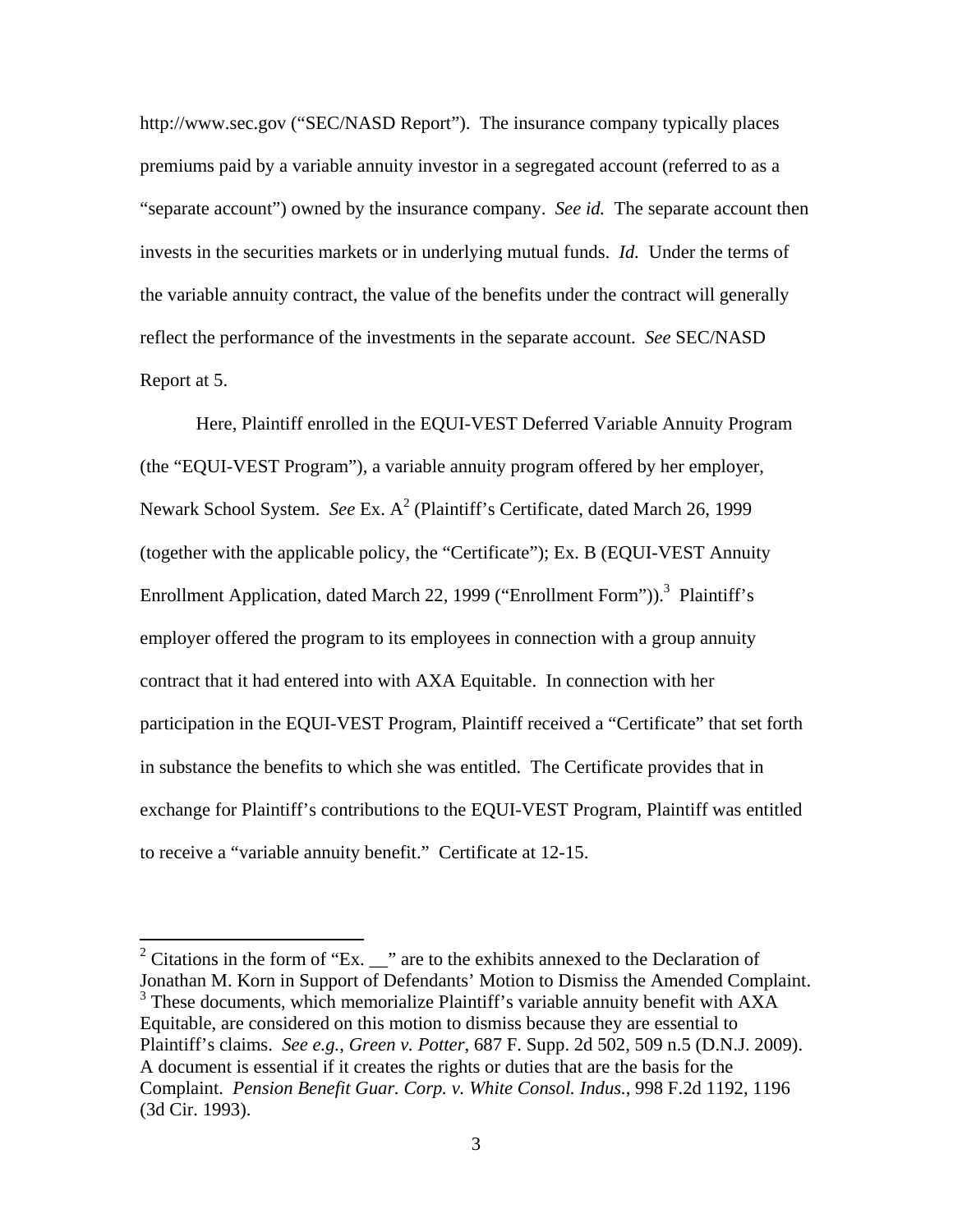http://www.sec.gov ("SEC/NASD Report"). The insurance company typically places premiums paid by a variable annuity investor in a segregated account (referred to as a "separate account") owned by the insurance company. *See id.* The separate account then invests in the securities markets or in underlying mutual funds. *Id.* Under the terms of the variable annuity contract, the value of the benefits under the contract will generally reflect the performance of the investments in the separate account. *See* SEC/NASD Report at 5.

Here, Plaintiff enrolled in the EQUI-VEST Deferred Variable Annuity Program (the "EQUI-VEST Program"), a variable annuity program offered by her employer, Newark School System. *See* Ex. A[2] (Plaintiff's Certificate, dated March 26, 1999 (together with the applicable policy, the "Certificate"); Ex. B (EQUI-VEST Annuity Enrollment Application, dated March 22, 1999 ("Enrollment Form")).[3] Plaintiff's employer offered the program to its employees in connection with a group annuity contract that it had entered into with AXA Equitable. In connection with her participation in the EQUI-VEST Program, Plaintiff received a "Certificate" that set forth in substance the benefits to which she was entitled. The Certificate provides that in exchange for Plaintiff's contributions to the EQUI-VEST Program, Plaintiff was entitled to receive a "variable annuity benefit." Certificate at 12-15.

---

[2] Citations in the form of "Ex. __" are to the exhibits annexed to the Declaration of Jonathan M. Korn in Support of Defendants' Motion to Dismiss the Amended Complaint.

[3] These documents, which memorialize Plaintiff's variable annuity benefit with AXA Equitable, are considered on this motion to dismiss because they are essential to Plaintiff's claims. *See e.g.*, *Green v. Potter*, 687 F. Supp. 2d 502, 509 n.5 (D.N.J. 2009). A document is essential if it creates the rights or duties that are the basis for the Complaint. *Pension Benefit Guar. Corp. v. White Consol. Indus.*, 998 F.2d 1192, 1196 (3d Cir. 1993).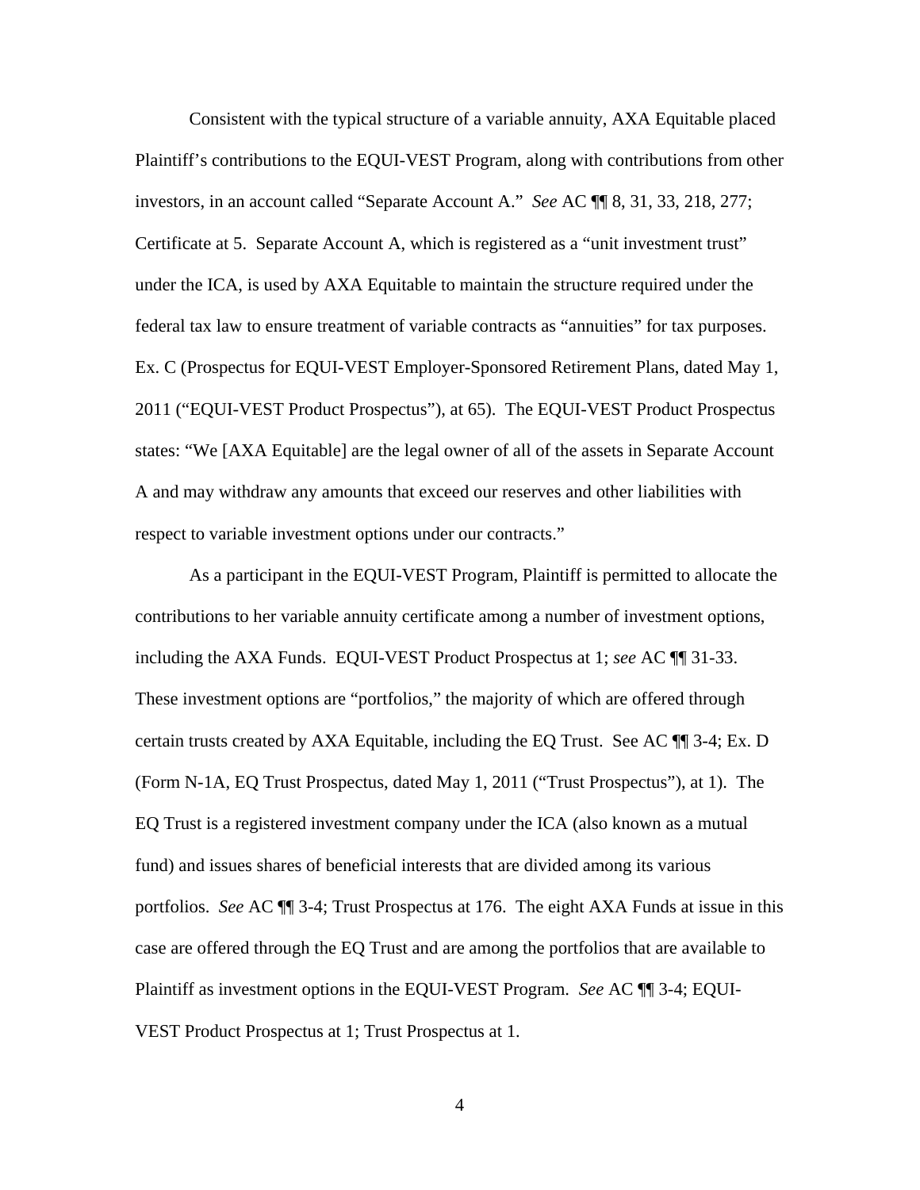Consistent with the typical structure of a variable annuity, AXA Equitable placed Plaintiff's contributions to the EQUI-VEST Program, along with contributions from other investors, in an account called "Separate Account A." *See* AC ¶¶ 8, 31, 33, 218, 277; Certificate at 5. Separate Account A, which is registered as a "unit investment trust" under the ICA, is used by AXA Equitable to maintain the structure required under the federal tax law to ensure treatment of variable contracts as "annuities" for tax purposes. Ex. C (Prospectus for EQUI-VEST Employer-Sponsored Retirement Plans, dated May 1, 2011 ("EQUI-VEST Product Prospectus"), at 65). The EQUI-VEST Product Prospectus states: "We [AXA Equitable] are the legal owner of all of the assets in Separate Account A and may withdraw any amounts that exceed our reserves and other liabilities with respect to variable investment options under our contracts."

As a participant in the EQUI-VEST Program, Plaintiff is permitted to allocate the contributions to her variable annuity certificate among a number of investment options, including the AXA Funds. EQUI-VEST Product Prospectus at 1; *see* AC ¶¶ 31-33. These investment options are "portfolios," the majority of which are offered through certain trusts created by AXA Equitable, including the EQ Trust. See AC ¶¶ 3-4; Ex. D (Form N-1A, EQ Trust Prospectus, dated May 1, 2011 ("Trust Prospectus"), at 1). The EQ Trust is a registered investment company under the ICA (also known as a mutual fund) and issues shares of beneficial interests that are divided among its various portfolios. *See* AC ¶¶ 3-4; Trust Prospectus at 176. The eight AXA Funds at issue in this case are offered through the EQ Trust and are among the portfolios that are available to Plaintiff as investment options in the EQUI-VEST Program. *See* AC ¶¶ 3-4; EQUI-VEST Product Prospectus at 1; Trust Prospectus at 1.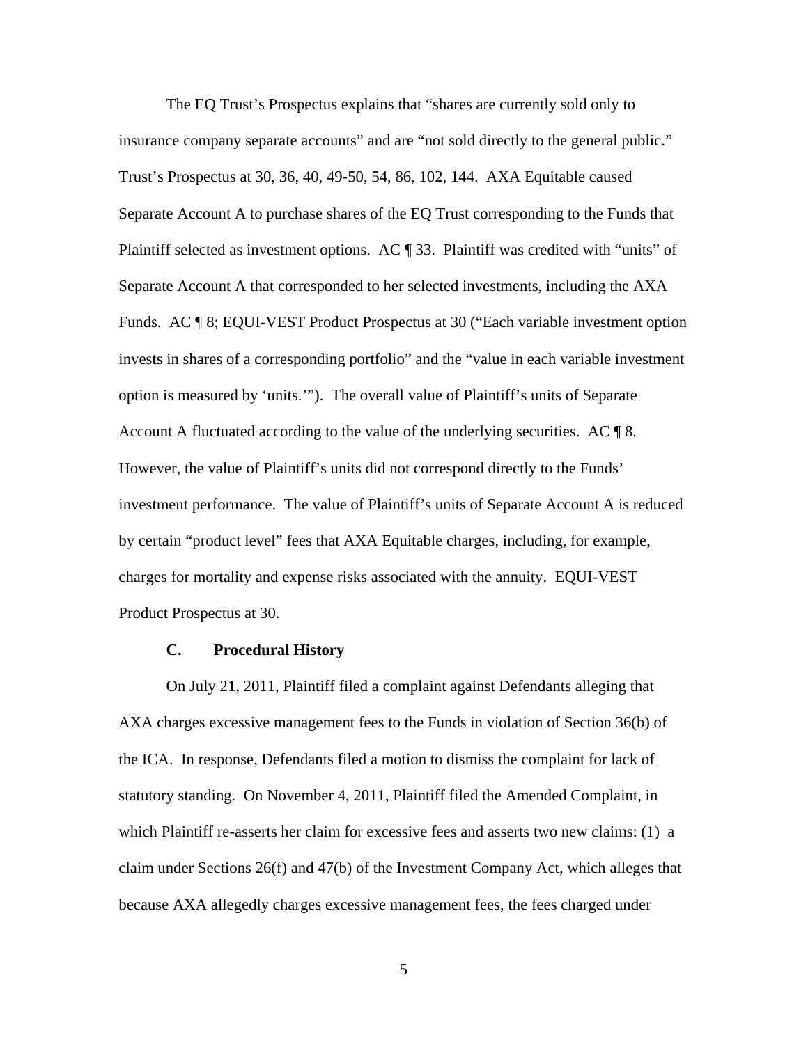The EQ Trust's Prospectus explains that "shares are currently sold only to insurance company separate accounts" and are "not sold directly to the general public." Trust's Prospectus at 30, 36, 40, 49-50, 54, 86, 102, 144. AXA Equitable caused Separate Account A to purchase shares of the EQ Trust corresponding to the Funds that Plaintiff selected as investment options. AC ¶ 33. Plaintiff was credited with "units" of Separate Account A that corresponded to her selected investments, including the AXA Funds. AC ¶ 8; EQUI-VEST Product Prospectus at 30 ("Each variable investment option invests in shares of a corresponding portfolio" and the "value in each variable investment option is measured by 'units.'"). The overall value of Plaintiff's units of Separate Account A fluctuated according to the value of the underlying securities. AC ¶ 8. However, the value of Plaintiff's units did not correspond directly to the Funds' investment performance. The value of Plaintiff's units of Separate Account A is reduced by certain "product level" fees that AXA Equitable charges, including, for example, charges for mortality and expense risks associated with the annuity. EQUI-VEST Product Prospectus at 30.

### C. Procedural History

On July 21, 2011, Plaintiff filed a complaint against Defendants alleging that AXA charges excessive management fees to the Funds in violation of Section 36(b) of the ICA. In response, Defendants filed a motion to dismiss the complaint for lack of statutory standing. On November 4, 2011, Plaintiff filed the Amended Complaint, in which Plaintiff re-asserts her claim for excessive fees and asserts two new claims: (1) a claim under Sections 26(f) and 47(b) of the Investment Company Act, which alleges that because AXA allegedly charges excessive management fees, the fees charged under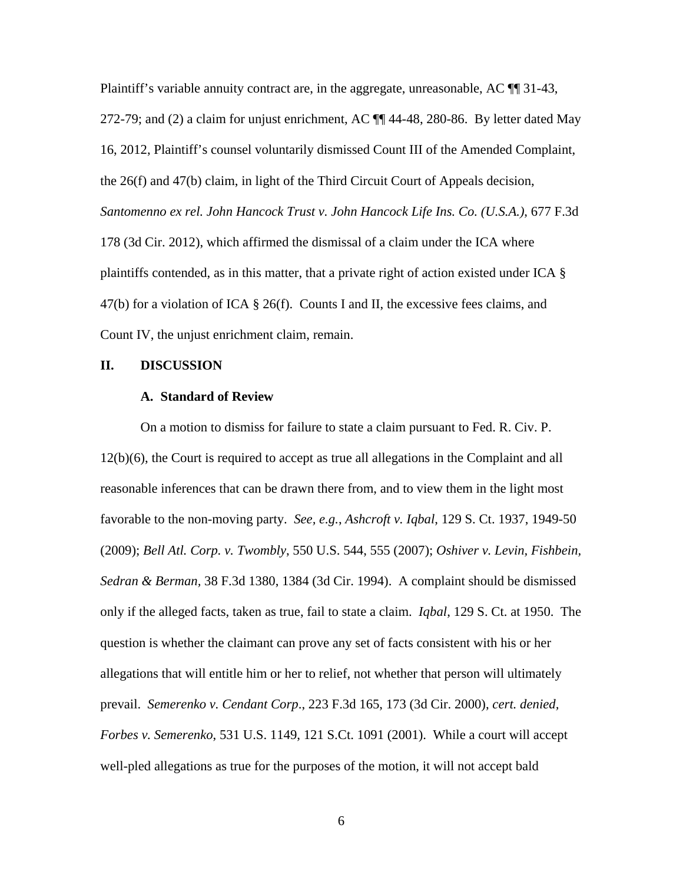Plaintiff's variable annuity contract are, in the aggregate, unreasonable, AC ¶¶ 31-43, 272-79; and (2) a claim for unjust enrichment, AC ¶¶ 44-48, 280-86. By letter dated May 16, 2012, Plaintiff's counsel voluntarily dismissed Count III of the Amended Complaint, the 26(f) and 47(b) claim, in light of the Third Circuit Court of Appeals decision, *Santomenno ex rel. John Hancock Trust v. John Hancock Life Ins. Co. (U.S.A.)*, 677 F.3d 178 (3d Cir. 2012), which affirmed the dismissal of a claim under the ICA where plaintiffs contended, as in this matter, that a private right of action existed under ICA § 47(b) for a violation of ICA § 26(f). Counts I and II, the excessive fees claims, and Count IV, the unjust enrichment claim, remain.

## II. DISCUSSION

### A. Standard of Review

On a motion to dismiss for failure to state a claim pursuant to Fed. R. Civ. P. 12(b)(6), the Court is required to accept as true all allegations in the Complaint and all reasonable inferences that can be drawn there from, and to view them in the light most favorable to the non-moving party. *See, e.g.*, *Ashcroft v. Iqbal*, 129 S. Ct. 1937, 1949-50 (2009); *Bell Atl. Corp. v. Twombly*, 550 U.S. 544, 555 (2007); *Oshiver v. Levin, Fishbein, Sedran & Berman*, 38 F.3d 1380, 1384 (3d Cir. 1994). A complaint should be dismissed only if the alleged facts, taken as true, fail to state a claim. *Iqbal*, 129 S. Ct. at 1950. The question is whether the claimant can prove any set of facts consistent with his or her allegations that will entitle him or her to relief, not whether that person will ultimately prevail. *Semerenko v. Cendant Corp*., 223 F.3d 165, 173 (3d Cir. 2000), *cert. denied*, *Forbes v. Semerenko*, 531 U.S. 1149, 121 S.Ct. 1091 (2001). While a court will accept well-pled allegations as true for the purposes of the motion, it will not accept bald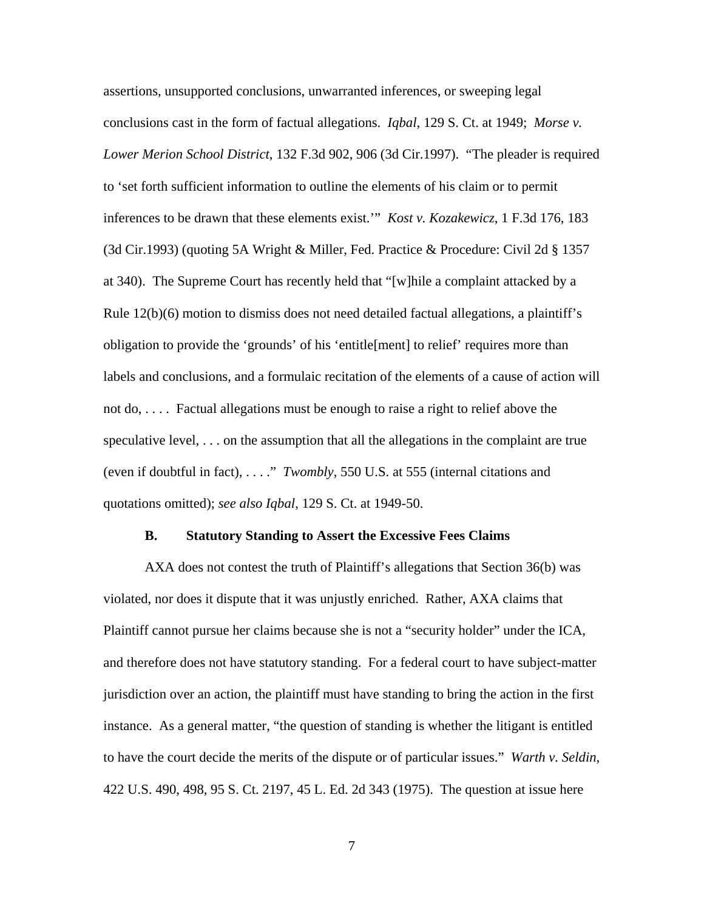assertions, unsupported conclusions, unwarranted inferences, or sweeping legal conclusions cast in the form of factual allegations. *Iqbal*, 129 S. Ct. at 1949; *Morse v. Lower Merion School District*, 132 F.3d 902, 906 (3d Cir.1997). "The pleader is required to 'set forth sufficient information to outline the elements of his claim or to permit inferences to be drawn that these elements exist.'" *Kost v. Kozakewicz*, 1 F.3d 176, 183 (3d Cir.1993) (quoting 5A Wright & Miller, Fed. Practice & Procedure: Civil 2d § 1357 at 340). The Supreme Court has recently held that "[w]hile a complaint attacked by a Rule 12(b)(6) motion to dismiss does not need detailed factual allegations, a plaintiff's obligation to provide the 'grounds' of his 'entitle[ment] to relief' requires more than labels and conclusions, and a formulaic recitation of the elements of a cause of action will not do, . . . . Factual allegations must be enough to raise a right to relief above the speculative level, . . . on the assumption that all the allegations in the complaint are true (even if doubtful in fact), . . . ." *Twombly*, 550 U.S. at 555 (internal citations and quotations omitted); *see also Iqbal*, 129 S. Ct. at 1949-50.

### B. Statutory Standing to Assert the Excessive Fees Claims

AXA does not contest the truth of Plaintiff's allegations that Section 36(b) was violated, nor does it dispute that it was unjustly enriched. Rather, AXA claims that Plaintiff cannot pursue her claims because she is not a "security holder" under the ICA, and therefore does not have statutory standing. For a federal court to have subject-matter jurisdiction over an action, the plaintiff must have standing to bring the action in the first instance. As a general matter, "the question of standing is whether the litigant is entitled to have the court decide the merits of the dispute or of particular issues." *Warth v. Seldin*, 422 U.S. 490, 498, 95 S. Ct. 2197, 45 L. Ed. 2d 343 (1975). The question at issue here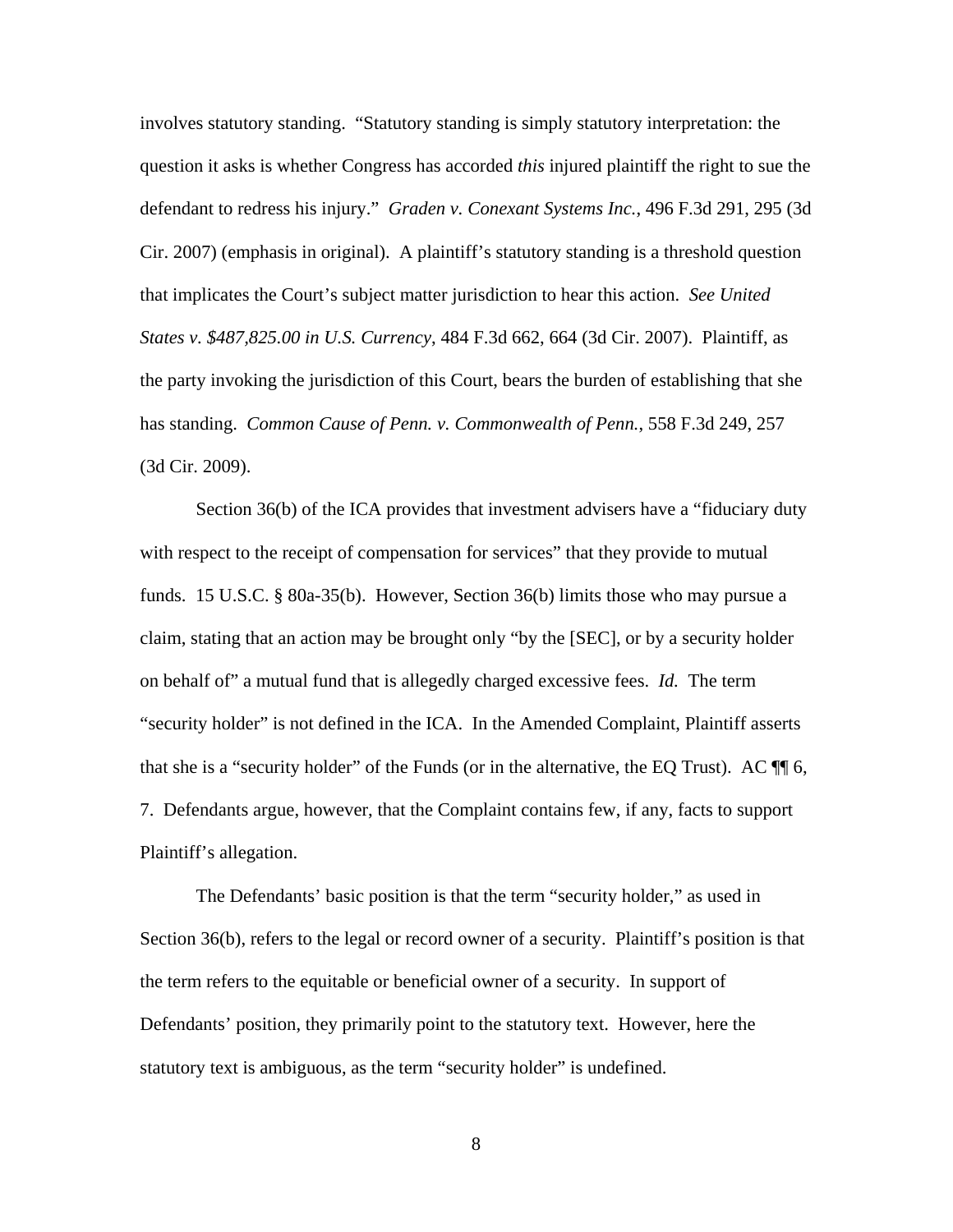involves statutory standing. "Statutory standing is simply statutory interpretation: the question it asks is whether Congress has accorded *this* injured plaintiff the right to sue the defendant to redress his injury." *Graden v. Conexant Systems Inc.*, 496 F.3d 291, 295 (3d Cir. 2007) (emphasis in original). A plaintiff's statutory standing is a threshold question that implicates the Court's subject matter jurisdiction to hear this action. *See United States v. $487,825.00 in U.S. Currency*, 484 F.3d 662, 664 (3d Cir. 2007). Plaintiff, as the party invoking the jurisdiction of this Court, bears the burden of establishing that she has standing. *Common Cause of Penn. v. Commonwealth of Penn.*, 558 F.3d 249, 257 (3d Cir. 2009).

Section 36(b) of the ICA provides that investment advisers have a "fiduciary duty with respect to the receipt of compensation for services" that they provide to mutual funds. 15 U.S.C. § 80a-35(b). However, Section 36(b) limits those who may pursue a claim, stating that an action may be brought only "by the [SEC], or by a security holder on behalf of" a mutual fund that is allegedly charged excessive fees. *Id.* The term "security holder" is not defined in the ICA. In the Amended Complaint, Plaintiff asserts that she is a "security holder" of the Funds (or in the alternative, the EQ Trust). AC ¶¶ 6, 7. Defendants argue, however, that the Complaint contains few, if any, facts to support Plaintiff's allegation.

The Defendants' basic position is that the term "security holder," as used in Section 36(b), refers to the legal or record owner of a security. Plaintiff's position is that the term refers to the equitable or beneficial owner of a security. In support of Defendants' position, they primarily point to the statutory text. However, here the statutory text is ambiguous, as the term "security holder" is undefined.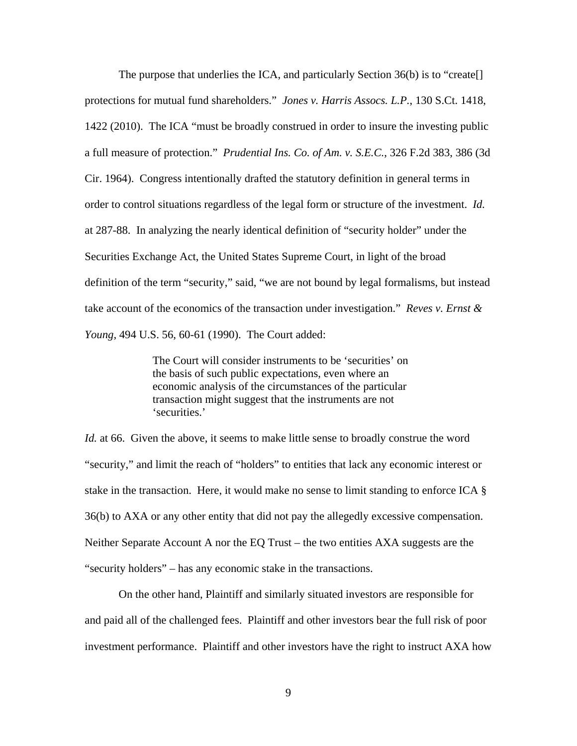The purpose that underlies the ICA, and particularly Section 36(b) is to "create[] protections for mutual fund shareholders." *Jones v. Harris Assocs. L.P.*, 130 S.Ct. 1418, 1422 (2010). The ICA "must be broadly construed in order to insure the investing public a full measure of protection." *Prudential Ins. Co. of Am. v. S.E.C.*, 326 F.2d 383, 386 (3d Cir. 1964). Congress intentionally drafted the statutory definition in general terms in order to control situations regardless of the legal form or structure of the investment. *Id.* at 287-88. In analyzing the nearly identical definition of "security holder" under the Securities Exchange Act, the United States Supreme Court, in light of the broad definition of the term "security," said, "we are not bound by legal formalisms, but instead take account of the economics of the transaction under investigation." *Reves v. Ernst & Young*, 494 U.S. 56, 60-61 (1990). The Court added:

> The Court will consider instruments to be 'securities' on the basis of such public expectations, even where an economic analysis of the circumstances of the particular transaction might suggest that the instruments are not 'securities.'

*Id.* at 66. Given the above, it seems to make little sense to broadly construe the word "security," and limit the reach of "holders" to entities that lack any economic interest or stake in the transaction. Here, it would make no sense to limit standing to enforce ICA § 36(b) to AXA or any other entity that did not pay the allegedly excessive compensation. Neither Separate Account A nor the EQ Trust – the two entities AXA suggests are the "security holders" – has any economic stake in the transactions.

On the other hand, Plaintiff and similarly situated investors are responsible for and paid all of the challenged fees. Plaintiff and other investors bear the full risk of poor investment performance. Plaintiff and other investors have the right to instruct AXA how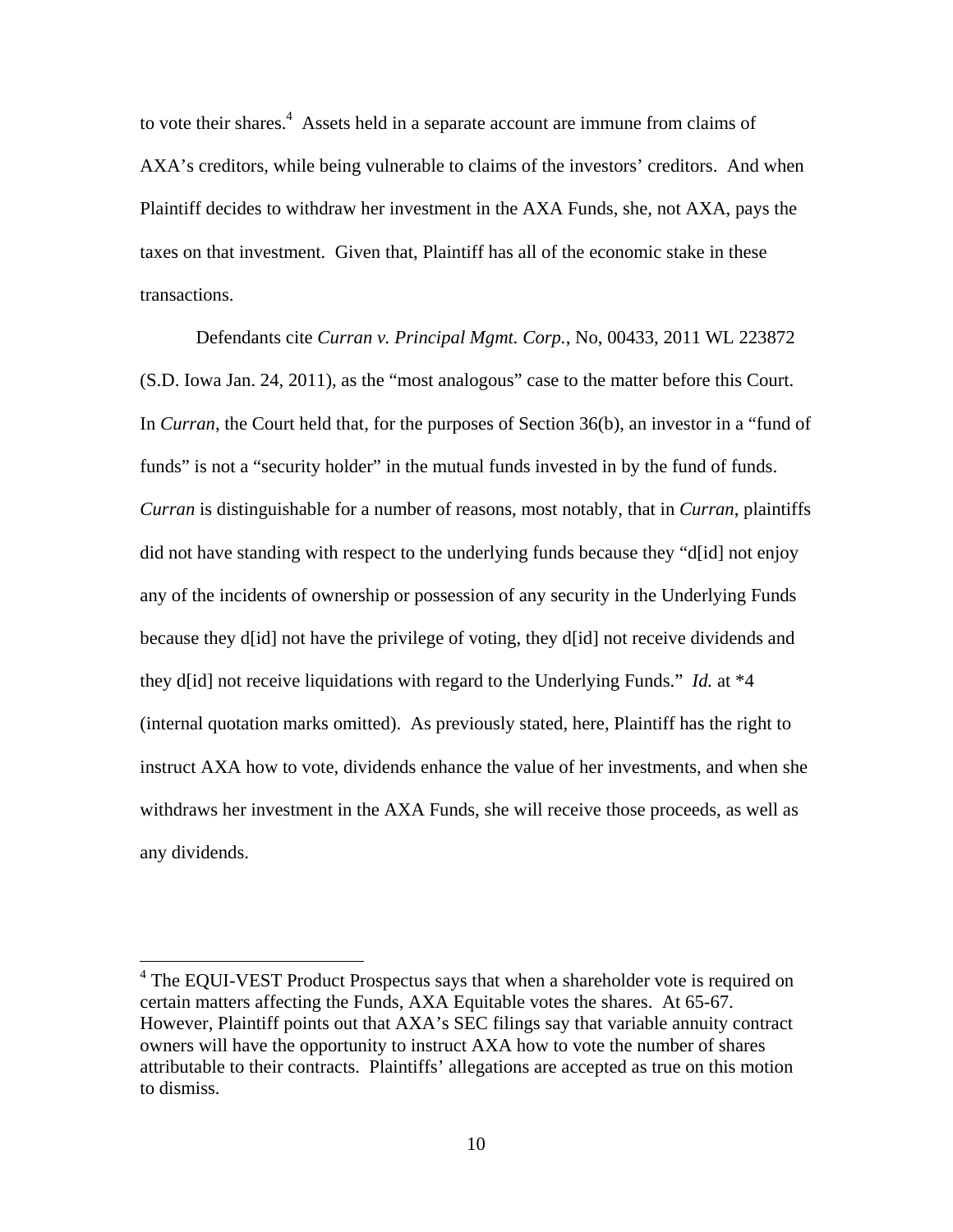to vote their shares.[4] Assets held in a separate account are immune from claims of AXA's creditors, while being vulnerable to claims of the investors' creditors. And when Plaintiff decides to withdraw her investment in the AXA Funds, she, not AXA, pays the taxes on that investment. Given that, Plaintiff has all of the economic stake in these transactions.

Defendants cite *Curran v. Principal Mgmt. Corp.*, No, 00433, 2011 WL 223872 (S.D. Iowa Jan. 24, 2011), as the "most analogous" case to the matter before this Court. In *Curran*, the Court held that, for the purposes of Section 36(b), an investor in a "fund of funds" is not a "security holder" in the mutual funds invested in by the fund of funds. *Curran* is distinguishable for a number of reasons, most notably, that in *Curran*, plaintiffs did not have standing with respect to the underlying funds because they "d[id] not enjoy any of the incidents of ownership or possession of any security in the Underlying Funds because they d[id] not have the privilege of voting, they d[id] not receive dividends and they d[id] not receive liquidations with regard to the Underlying Funds." *Id.* at *4 (internal quotation marks omitted). As previously stated, here, Plaintiff has the right to instruct AXA how to vote, dividends enhance the value of her investments, and when she withdraws her investment in the AXA Funds, she will receive those proceeds, as well as any dividends.

---

[4] The EQUI-VEST Product Prospectus says that when a shareholder vote is required on certain matters affecting the Funds, AXA Equitable votes the shares. At 65-67. However, Plaintiff points out that AXA's SEC filings say that variable annuity contract owners will have the opportunity to instruct AXA how to vote the number of shares attributable to their contracts. Plaintiffs' allegations are accepted as true on this motion to dismiss.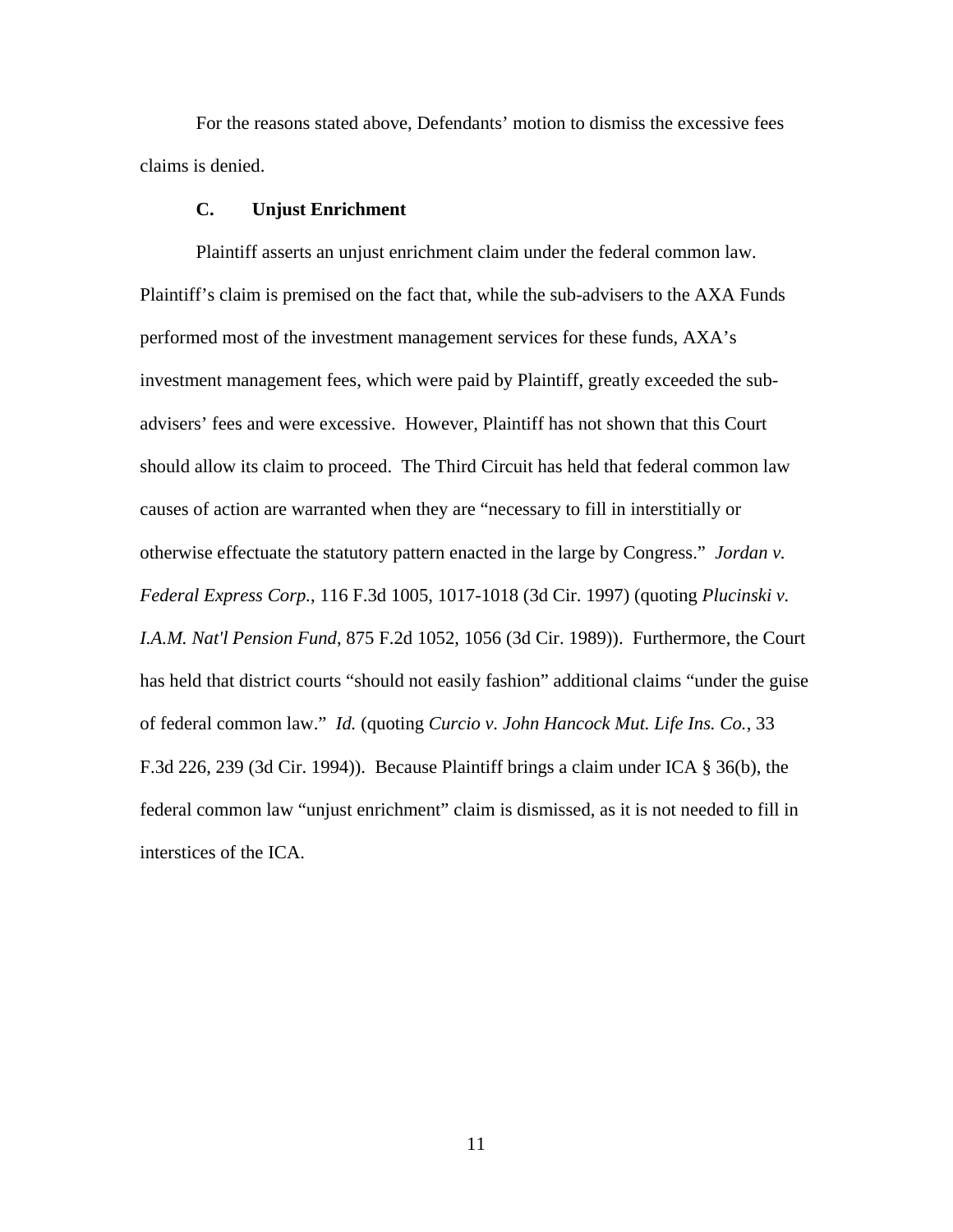For the reasons stated above, Defendants' motion to dismiss the excessive fees claims is denied.

### C. Unjust Enrichment

Plaintiff asserts an unjust enrichment claim under the federal common law. Plaintiff's claim is premised on the fact that, while the sub-advisers to the AXA Funds performed most of the investment management services for these funds, AXA's investment management fees, which were paid by Plaintiff, greatly exceeded the sub-advisers' fees and were excessive. However, Plaintiff has not shown that this Court should allow its claim to proceed. The Third Circuit has held that federal common law causes of action are warranted when they are "necessary to fill in interstitially or otherwise effectuate the statutory pattern enacted in the large by Congress." *Jordan v. Federal Express Corp.*, 116 F.3d 1005, 1017-1018 (3d Cir. 1997) (quoting *Plucinski v. I.A.M. Nat'l Pension Fund*, 875 F.2d 1052, 1056 (3d Cir. 1989)). Furthermore, the Court has held that district courts "should not easily fashion" additional claims "under the guise of federal common law." *Id.* (quoting *Curcio v. John Hancock Mut. Life Ins. Co.*, 33 F.3d 226, 239 (3d Cir. 1994)). Because Plaintiff brings a claim under ICA § 36(b), the federal common law "unjust enrichment" claim is dismissed, as it is not needed to fill in interstices of the ICA.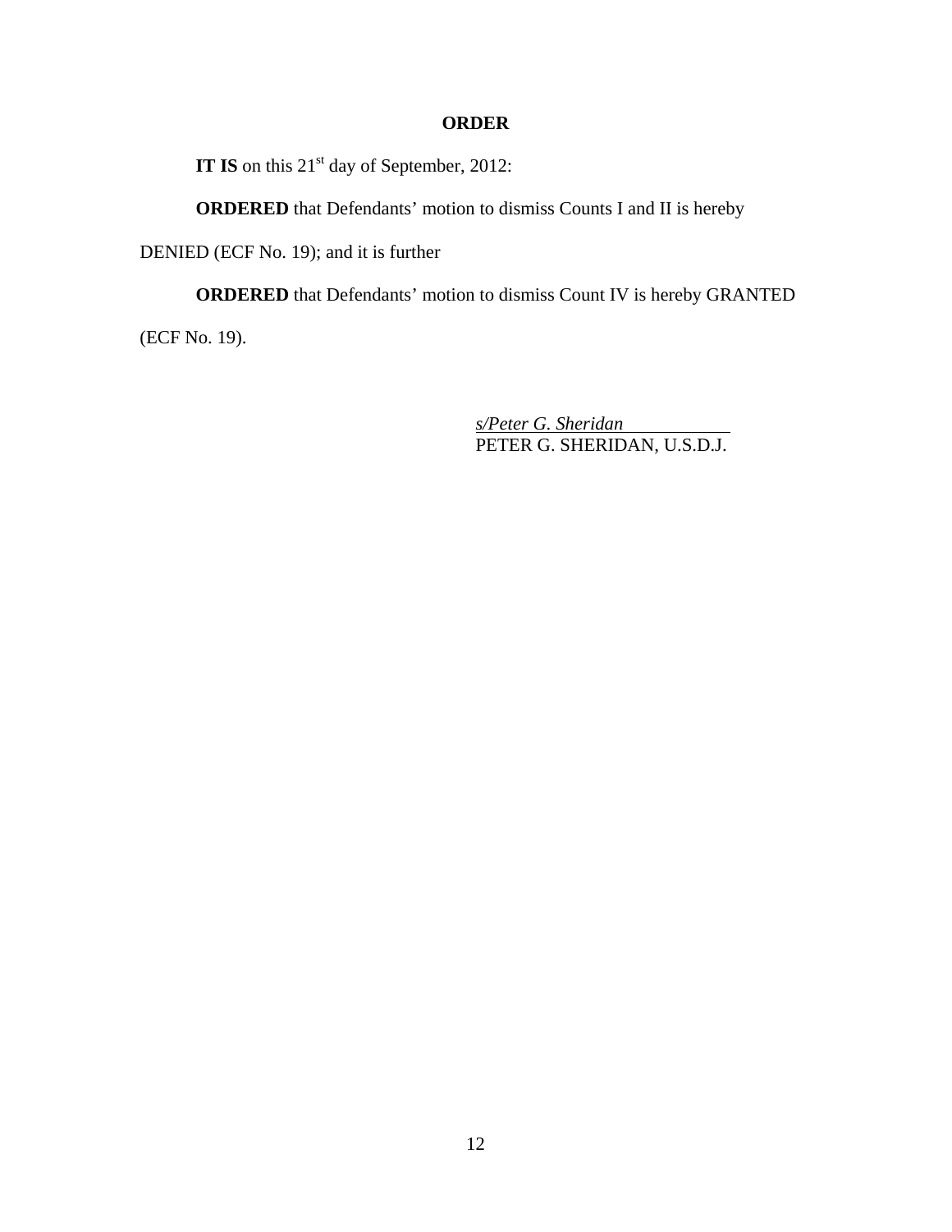**ORDER**

**IT IS** on this 21st day of September, 2012:

**ORDERED** that Defendants' motion to dismiss Counts I and II is hereby DENIED (ECF No. 19); and it is further

**ORDERED** that Defendants' motion to dismiss Count IV is hereby GRANTED (ECF No. 19).

*s/Peter G. Sheridan*
PETER G. SHERIDAN, U.S.D.J.